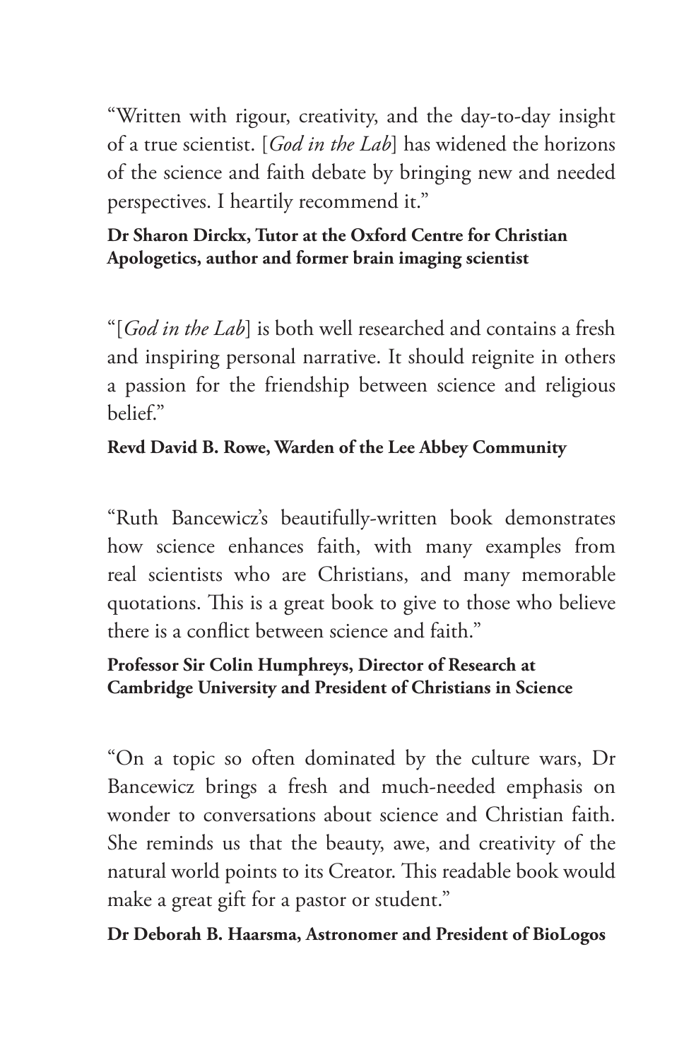"Written with rigour, creativity, and the day-to-day insight of a true scientist. [*God in the Lab*] has widened the horizons of the science and faith debate by bringing new and needed perspectives. I heartily recommend it."

**Dr Sharon Dirckx, Tutor at the Oxford Centre for Christian Apologetics, author and former brain imaging scientist**

"[*God in the Lab*] is both well researched and contains a fresh and inspiring personal narrative. It should reignite in others a passion for the friendship between science and religious belief."

**Revd David B. Rowe, Warden of the Lee Abbey Community**

"Ruth Bancewicz's beautifully-written book demonstrates how science enhances faith, with many examples from real scientists who are Christians, and many memorable quotations. This is a great book to give to those who believe there is a conflict between science and faith."

**Professor Sir Colin Humphreys, Director of Research at Cambridge University and President of Christians in Science**

"On a topic so often dominated by the culture wars, Dr Bancewicz brings a fresh and much-needed emphasis on wonder to conversations about science and Christian faith. She reminds us that the beauty, awe, and creativity of the natural world points to its Creator. This readable book would make a great gift for a pastor or student."

**Dr Deborah B. Haarsma, Astronomer and President of BioLogos**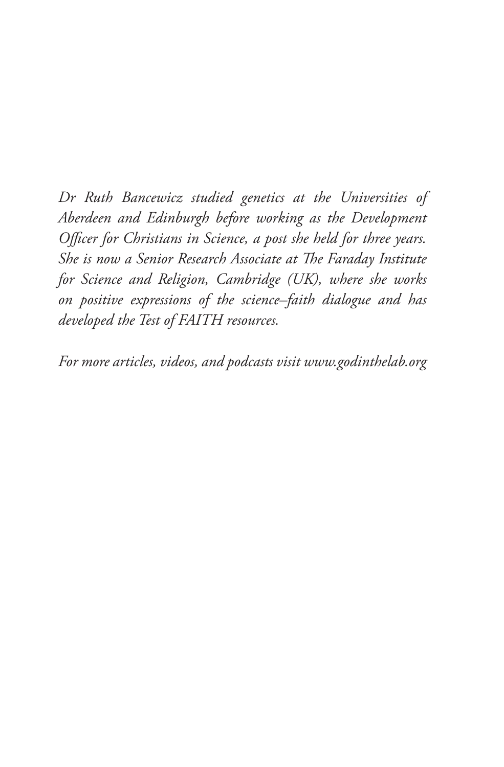*Dr Ruth Bancewicz studied genetics at the Universities of Aberdeen and Edinburgh before working as the Development Officer for Christians in Science, a post she held for three years. She is now a Senior Research Associate at The Faraday Institute for Science and Religion, Cambridge (UK), where she works on positive expressions of the science–faith dialogue and has developed the Test of FAITH resources.*

*For more articles, videos, and podcasts visit www.godinthelab.org*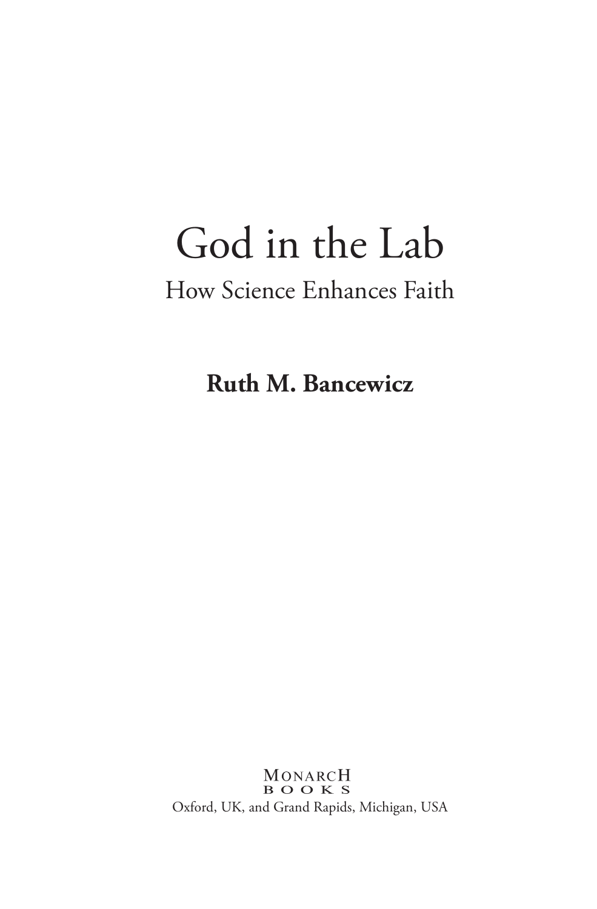# God in the Lab

## How Science Enhances Faith

**Ruth M. Bancewicz**

MONARCH
BOOKS

Oxford, UK, and Grand Rapids, Michigan, USA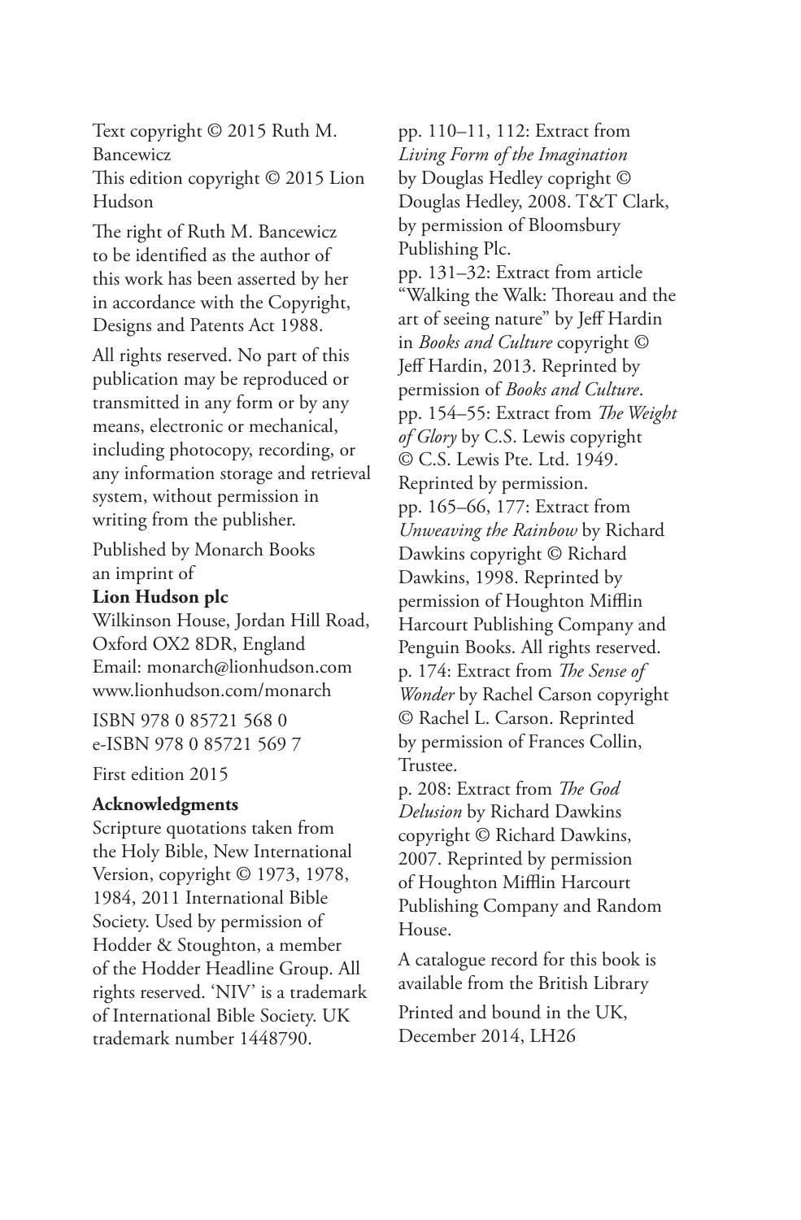Text copyright © 2015 Ruth M. Bancewicz
This edition copyright © 2015 Lion Hudson

The right of Ruth M. Bancewicz to be identified as the author of this work has been asserted by her in accordance with the Copyright, Designs and Patents Act 1988.

All rights reserved. No part of this publication may be reproduced or transmitted in any form or by any means, electronic or mechanical, including photocopy, recording, or any information storage and retrieval system, without permission in writing from the publisher.

Published by Monarch Books
an imprint of
**Lion Hudson plc**
Wilkinson House, Jordan Hill Road, Oxford OX2 8DR, England
Email: monarch@lionhudson.com
www.lionhudson.com/monarch

ISBN 978 0 85721 568 0
e-ISBN 978 0 85721 569 7

First edition 2015

**Acknowledgments**

Scripture quotations taken from the Holy Bible, New International Version, copyright © 1973, 1978, 1984, 2011 International Bible Society. Used by permission of Hodder & Stoughton, a member of the Hodder Headline Group. All rights reserved. 'NIV' is a trademark of International Bible Society. UK trademark number 1448790.

pp. 110–11, 112: Extract from *Living Form of the Imagination* by Douglas Hedley copright © Douglas Hedley, 2008. T&T Clark, by permission of Bloomsbury Publishing Plc.
pp. 131–32: Extract from article "Walking the Walk: Thoreau and the art of seeing nature" by Jeff Hardin in *Books and Culture* copyright © Jeff Hardin, 2013. Reprinted by permission of *Books and Culture*.
pp. 154–55: Extract from *The Weight of Glory* by C.S. Lewis copyright © C.S. Lewis Pte. Ltd. 1949. Reprinted by permission.
pp. 165–66, 177: Extract from *Unweaving the Rainbow* by Richard Dawkins copyright © Richard Dawkins, 1998. Reprinted by permission of Houghton Mifflin Harcourt Publishing Company and Penguin Books. All rights reserved.
p. 174: Extract from *The Sense of Wonder* by Rachel Carson copyright © Rachel L. Carson. Reprinted by permission of Frances Collin, Trustee.
p. 208: Extract from *The God Delusion* by Richard Dawkins copyright © Richard Dawkins, 2007. Reprinted by permission of Houghton Mifflin Harcourt Publishing Company and Random House.

A catalogue record for this book is available from the British Library

Printed and bound in the UK, December 2014, LH26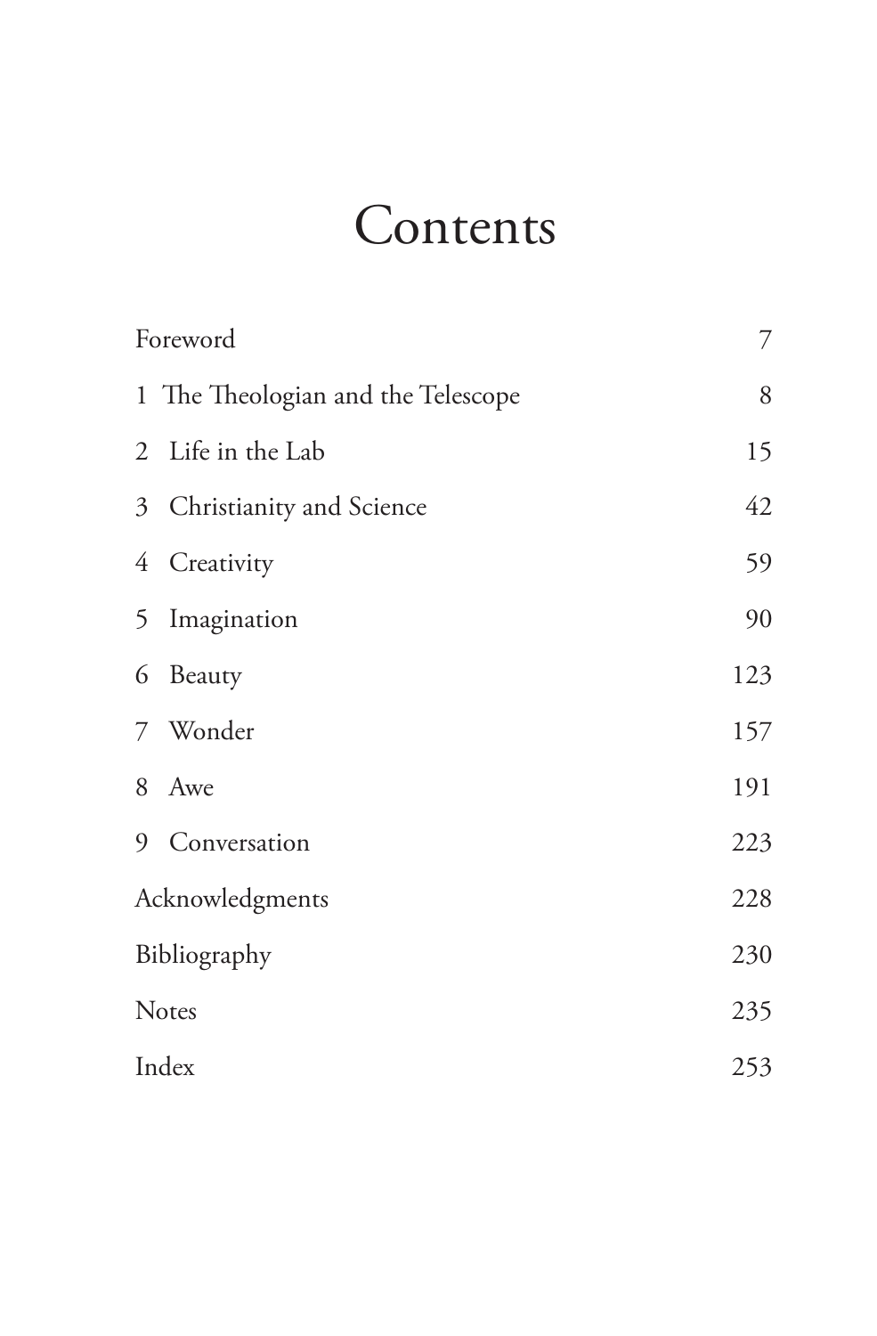# Contents

| | |
|---|---|
| Foreword | 7 |
| 1 The Theologian and the Telescope | 8 |
| 2 Life in the Lab | 15 |
| 3 Christianity and Science | 42 |
| 4 Creativity | 59 |
| 5 Imagination | 90 |
| 6 Beauty | 123 |
| 7 Wonder | 157 |
| 8 Awe | 191 |
| 9 Conversation | 223 |
| Acknowledgments | 228 |
| Bibliography | 230 |
| Notes | 235 |
| Index | 253 |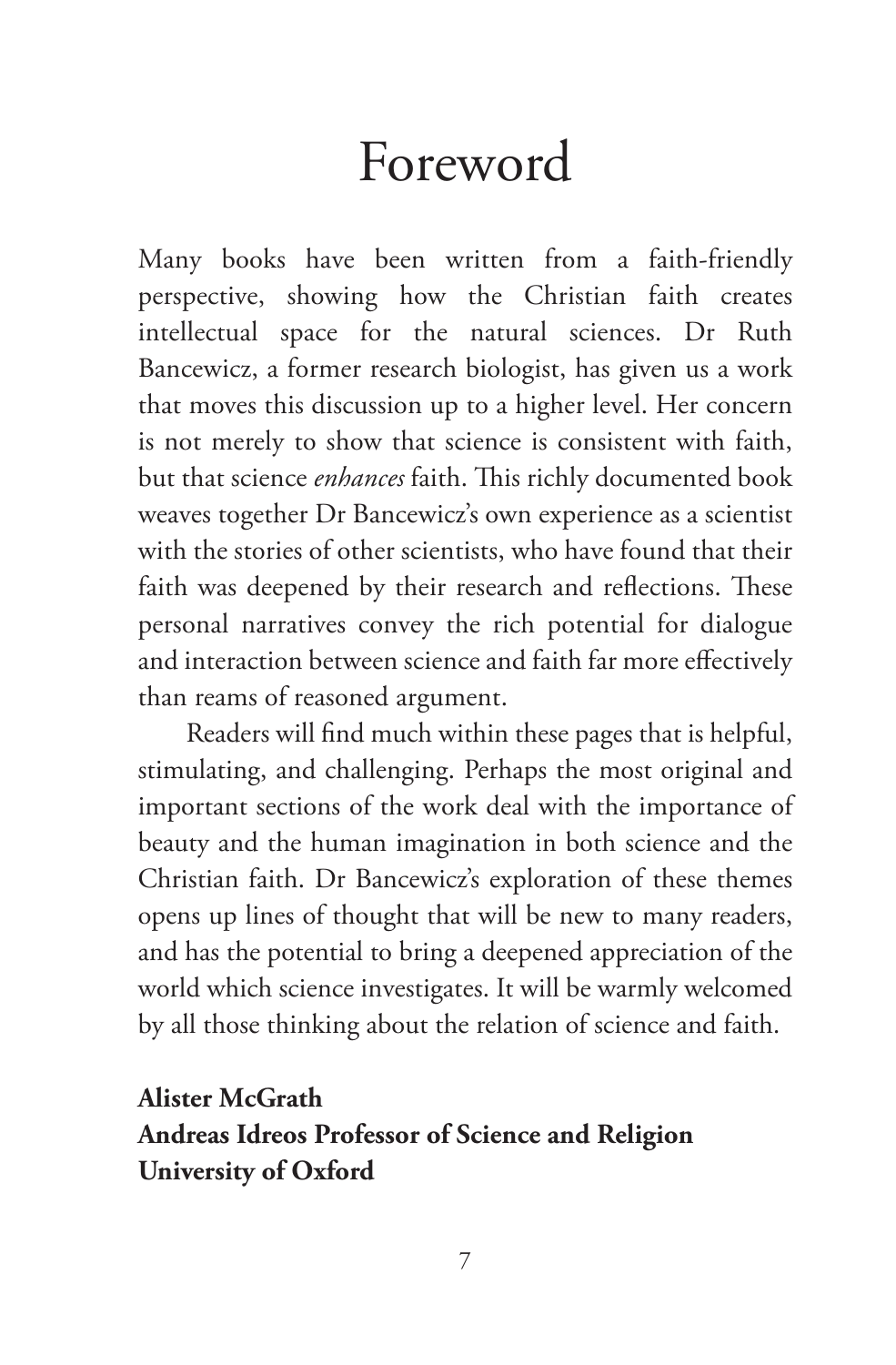# Foreword

Many books have been written from a faith-friendly perspective, showing how the Christian faith creates intellectual space for the natural sciences. Dr Ruth Bancewicz, a former research biologist, has given us a work that moves this discussion up to a higher level. Her concern is not merely to show that science is consistent with faith, but that science *enhances* faith. This richly documented book weaves together Dr Bancewicz's own experience as a scientist with the stories of other scientists, who have found that their faith was deepened by their research and reflections. These personal narratives convey the rich potential for dialogue and interaction between science and faith far more effectively than reams of reasoned argument.

Readers will find much within these pages that is helpful, stimulating, and challenging. Perhaps the most original and important sections of the work deal with the importance of beauty and the human imagination in both science and the Christian faith. Dr Bancewicz's exploration of these themes opens up lines of thought that will be new to many readers, and has the potential to bring a deepened appreciation of the world which science investigates. It will be warmly welcomed by all those thinking about the relation of science and faith.

**Alister McGrath**
**Andreas Idreos Professor of Science and Religion**
**University of Oxford**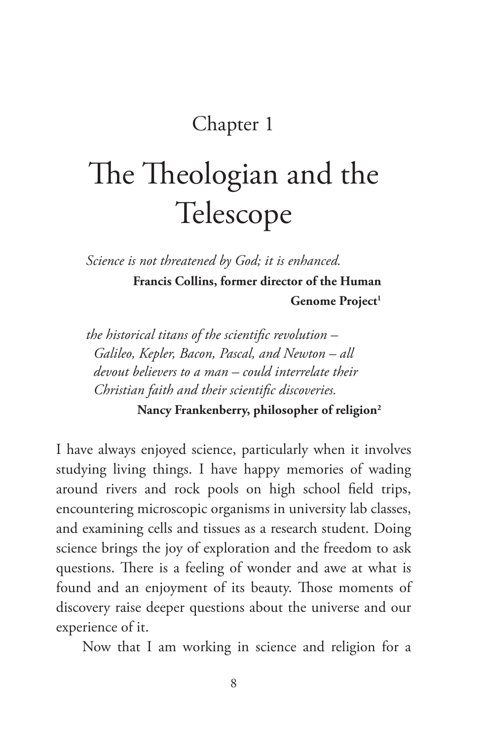Chapter 1

# The Theologian and the Telescope

*Science is not threatened by God; it is enhanced.*

**Francis Collins, former director of the Human Genome Project**[1]

*the historical titans of the scientific revolution – Galileo, Kepler, Bacon, Pascal, and Newton – all devout believers to a man – could interrelate their Christian faith and their scientific discoveries.*

**Nancy Frankenberry, philosopher of religion**[2]

I have always enjoyed science, particularly when it involves studying living things. I have happy memories of wading around rivers and rock pools on high school field trips, encountering microscopic organisms in university lab classes, and examining cells and tissues as a research student. Doing science brings the joy of exploration and the freedom to ask questions. There is a feeling of wonder and awe at what is found and an enjoyment of its beauty. Those moments of discovery raise deeper questions about the universe and our experience of it.

Now that I am working in science and religion for a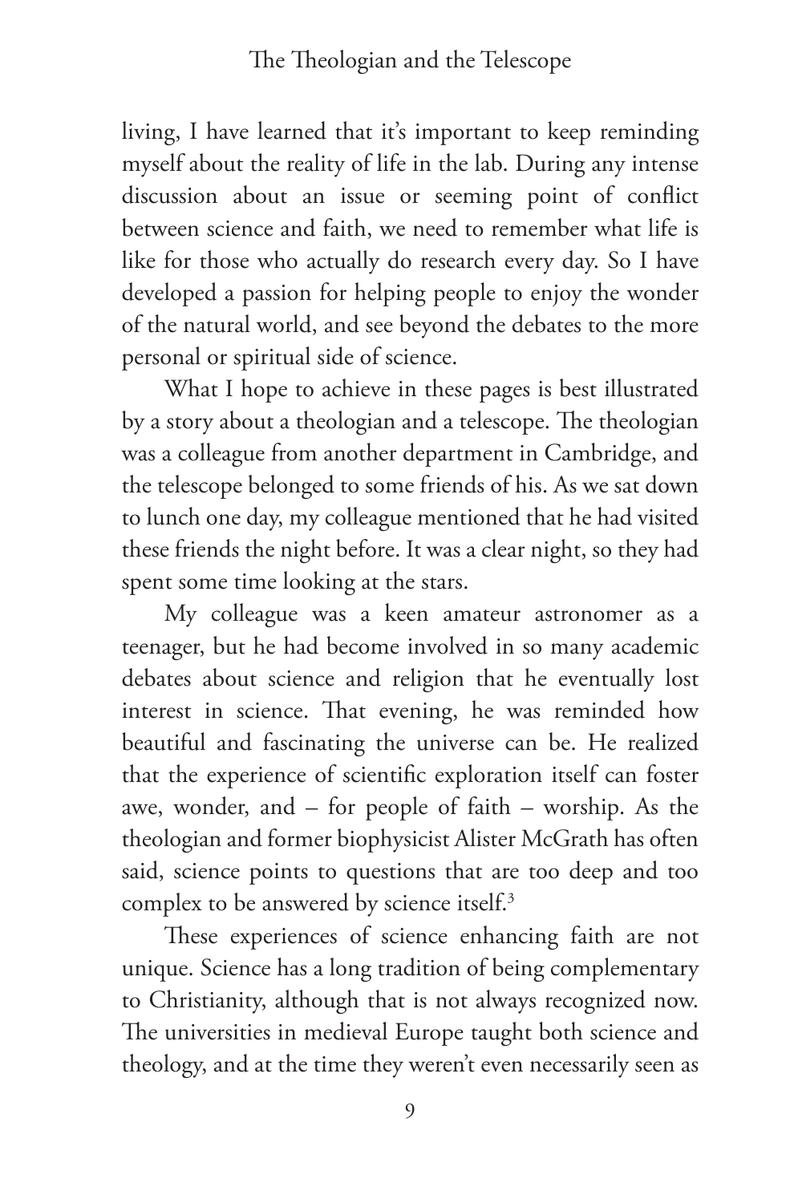living, I have learned that it's important to keep reminding myself about the reality of life in the lab. During any intense discussion about an issue or seeming point of conflict between science and faith, we need to remember what life is like for those who actually do research every day. So I have developed a passion for helping people to enjoy the wonder of the natural world, and see beyond the debates to the more personal or spiritual side of science.

What I hope to achieve in these pages is best illustrated by a story about a theologian and a telescope. The theologian was a colleague from another department in Cambridge, and the telescope belonged to some friends of his. As we sat down to lunch one day, my colleague mentioned that he had visited these friends the night before. It was a clear night, so they had spent some time looking at the stars.

My colleague was a keen amateur astronomer as a teenager, but he had become involved in so many academic debates about science and religion that he eventually lost interest in science. That evening, he was reminded how beautiful and fascinating the universe can be. He realized that the experience of scientific exploration itself can foster awe, wonder, and – for people of faith – worship. As the theologian and former biophysicist Alister McGrath has often said, science points to questions that are too deep and too complex to be answered by science itself.[3]

These experiences of science enhancing faith are not unique. Science has a long tradition of being complementary to Christianity, although that is not always recognized now. The universities in medieval Europe taught both science and theology, and at the time they weren't even necessarily seen as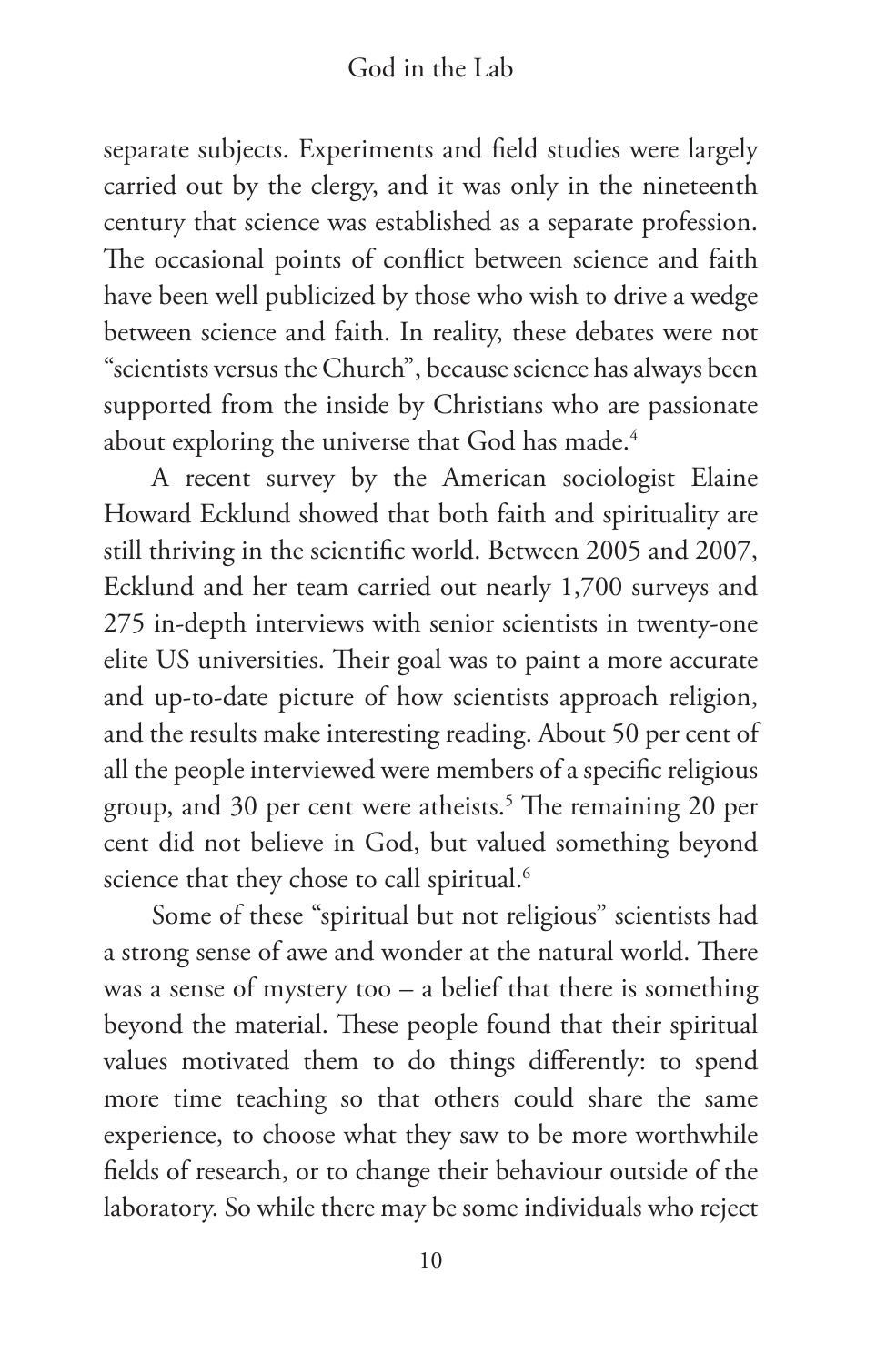separate subjects. Experiments and field studies were largely carried out by the clergy, and it was only in the nineteenth century that science was established as a separate profession. The occasional points of conflict between science and faith have been well publicized by those who wish to drive a wedge between science and faith. In reality, these debates were not "scientists versus the Church", because science has always been supported from the inside by Christians who are passionate about exploring the universe that God has made.[4]

A recent survey by the American sociologist Elaine Howard Ecklund showed that both faith and spirituality are still thriving in the scientific world. Between 2005 and 2007, Ecklund and her team carried out nearly 1,700 surveys and 275 in-depth interviews with senior scientists in twenty-one elite US universities. Their goal was to paint a more accurate and up-to-date picture of how scientists approach religion, and the results make interesting reading. About 50 per cent of all the people interviewed were members of a specific religious group, and 30 per cent were atheists.[5] The remaining 20 per cent did not believe in God, but valued something beyond science that they chose to call spiritual.[6]

Some of these "spiritual but not religious" scientists had a strong sense of awe and wonder at the natural world. There was a sense of mystery too – a belief that there is something beyond the material. These people found that their spiritual values motivated them to do things differently: to spend more time teaching so that others could share the same experience, to choose what they saw to be more worthwhile fields of research, or to change their behaviour outside of the laboratory. So while there may be some individuals who reject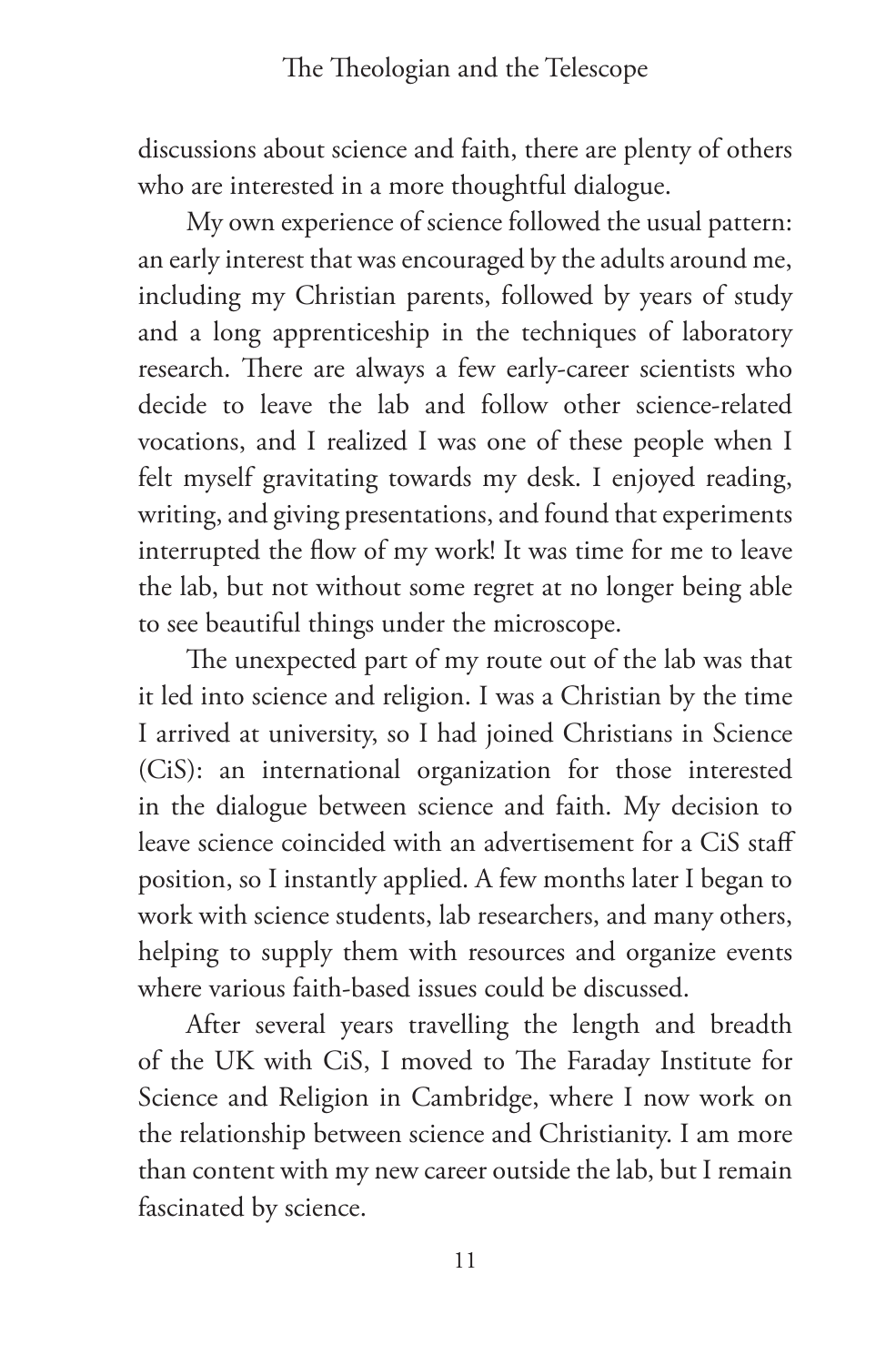discussions about science and faith, there are plenty of others who are interested in a more thoughtful dialogue.

My own experience of science followed the usual pattern: an early interest that was encouraged by the adults around me, including my Christian parents, followed by years of study and a long apprenticeship in the techniques of laboratory research. There are always a few early-career scientists who decide to leave the lab and follow other science-related vocations, and I realized I was one of these people when I felt myself gravitating towards my desk. I enjoyed reading, writing, and giving presentations, and found that experiments interrupted the flow of my work! It was time for me to leave the lab, but not without some regret at no longer being able to see beautiful things under the microscope.

The unexpected part of my route out of the lab was that it led into science and religion. I was a Christian by the time I arrived at university, so I had joined Christians in Science (CiS): an international organization for those interested in the dialogue between science and faith. My decision to leave science coincided with an advertisement for a CiS staff position, so I instantly applied. A few months later I began to work with science students, lab researchers, and many others, helping to supply them with resources and organize events where various faith-based issues could be discussed.

After several years travelling the length and breadth of the UK with CiS, I moved to The Faraday Institute for Science and Religion in Cambridge, where I now work on the relationship between science and Christianity. I am more than content with my new career outside the lab, but I remain fascinated by science.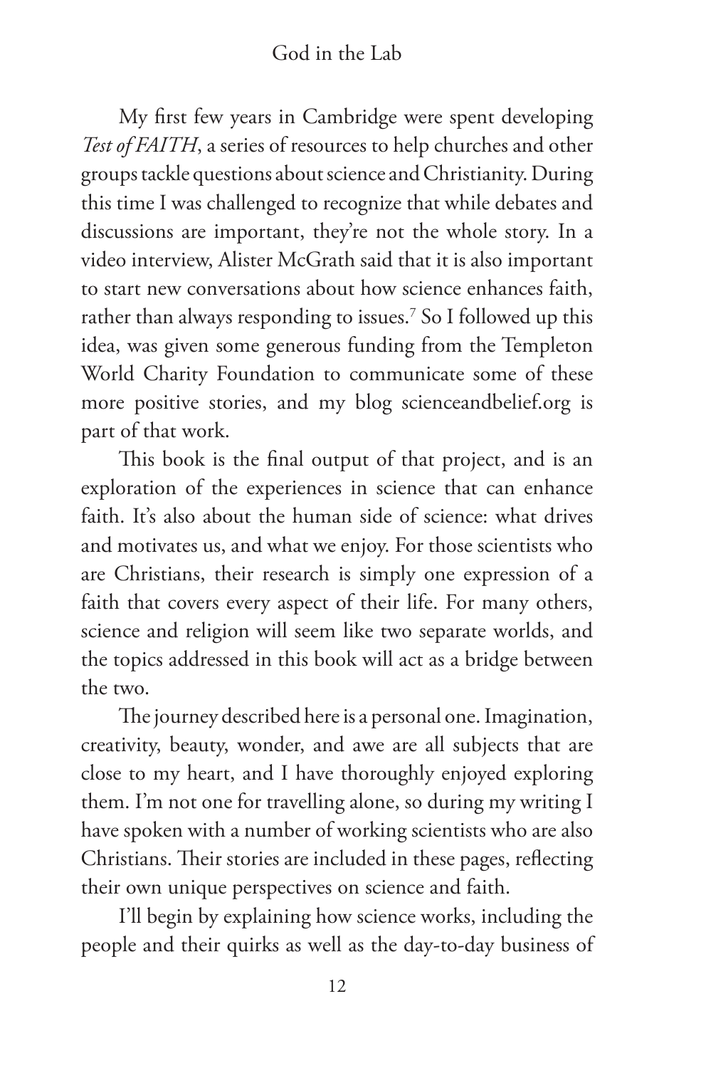My first few years in Cambridge were spent developing *Test of FAITH*, a series of resources to help churches and other groups tackle questions about science and Christianity. During this time I was challenged to recognize that while debates and discussions are important, they're not the whole story. In a video interview, Alister McGrath said that it is also important to start new conversations about how science enhances faith, rather than always responding to issues.[7] So I followed up this idea, was given some generous funding from the Templeton World Charity Foundation to communicate some of these more positive stories, and my blog scienceandbelief.org is part of that work.

This book is the final output of that project, and is an exploration of the experiences in science that can enhance faith. It's also about the human side of science: what drives and motivates us, and what we enjoy. For those scientists who are Christians, their research is simply one expression of a faith that covers every aspect of their life. For many others, science and religion will seem like two separate worlds, and the topics addressed in this book will act as a bridge between the two.

The journey described here is a personal one. Imagination, creativity, beauty, wonder, and awe are all subjects that are close to my heart, and I have thoroughly enjoyed exploring them. I'm not one for travelling alone, so during my writing I have spoken with a number of working scientists who are also Christians. Their stories are included in these pages, reflecting their own unique perspectives on science and faith.

I'll begin by explaining how science works, including the people and their quirks as well as the day-to-day business of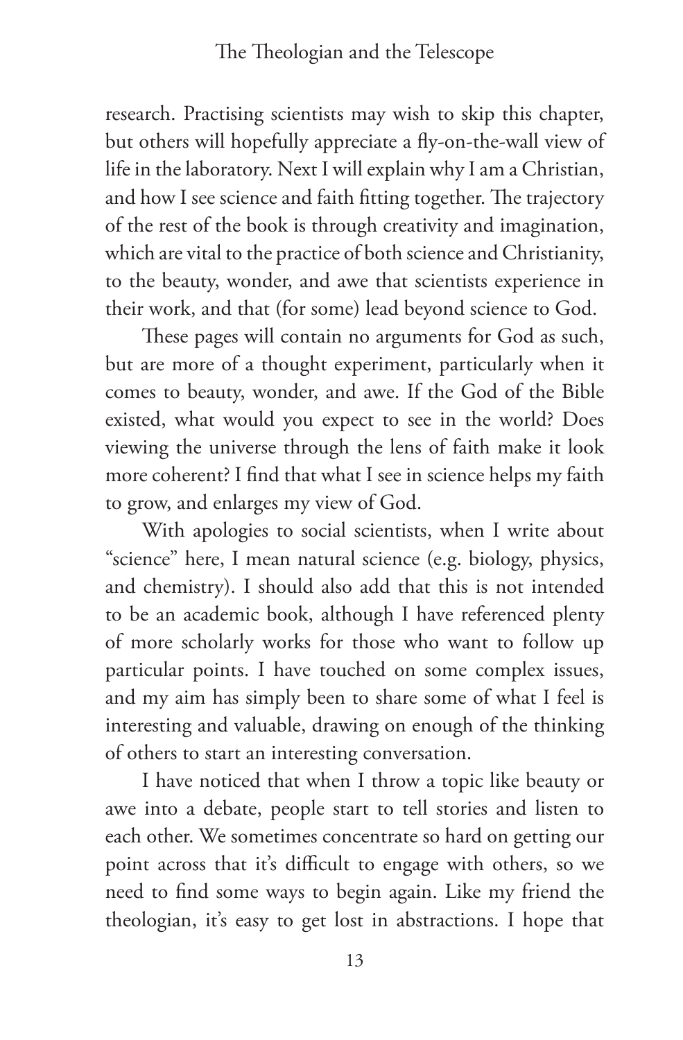research. Practising scientists may wish to skip this chapter, but others will hopefully appreciate a fly-on-the-wall view of life in the laboratory. Next I will explain why I am a Christian, and how I see science and faith fitting together. The trajectory of the rest of the book is through creativity and imagination, which are vital to the practice of both science and Christianity, to the beauty, wonder, and awe that scientists experience in their work, and that (for some) lead beyond science to God.

These pages will contain no arguments for God as such, but are more of a thought experiment, particularly when it comes to beauty, wonder, and awe. If the God of the Bible existed, what would you expect to see in the world? Does viewing the universe through the lens of faith make it look more coherent? I find that what I see in science helps my faith to grow, and enlarges my view of God.

With apologies to social scientists, when I write about "science" here, I mean natural science (e.g. biology, physics, and chemistry). I should also add that this is not intended to be an academic book, although I have referenced plenty of more scholarly works for those who want to follow up particular points. I have touched on some complex issues, and my aim has simply been to share some of what I feel is interesting and valuable, drawing on enough of the thinking of others to start an interesting conversation.

I have noticed that when I throw a topic like beauty or awe into a debate, people start to tell stories and listen to each other. We sometimes concentrate so hard on getting our point across that it's difficult to engage with others, so we need to find some ways to begin again. Like my friend the theologian, it's easy to get lost in abstractions. I hope that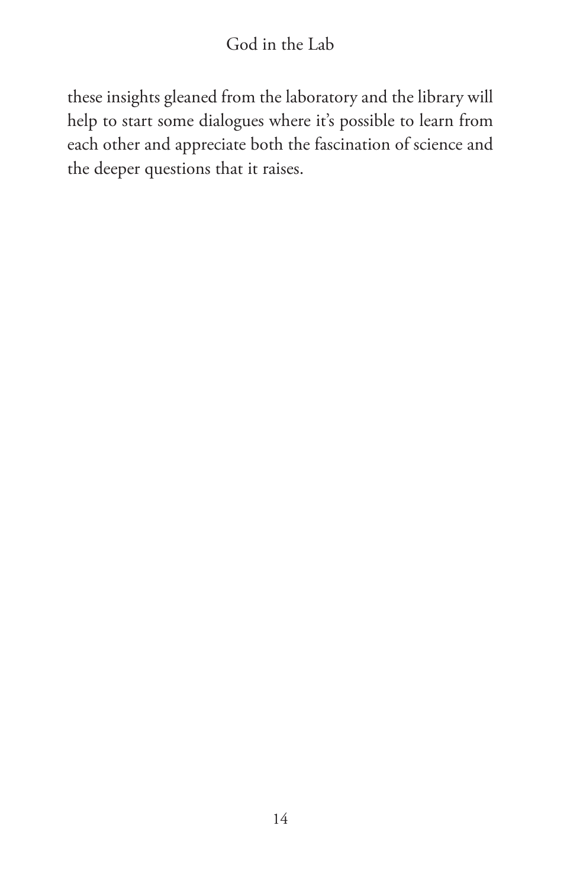these insights gleaned from the laboratory and the library will help to start some dialogues where it's possible to learn from each other and appreciate both the fascination of science and the deeper questions that it raises.